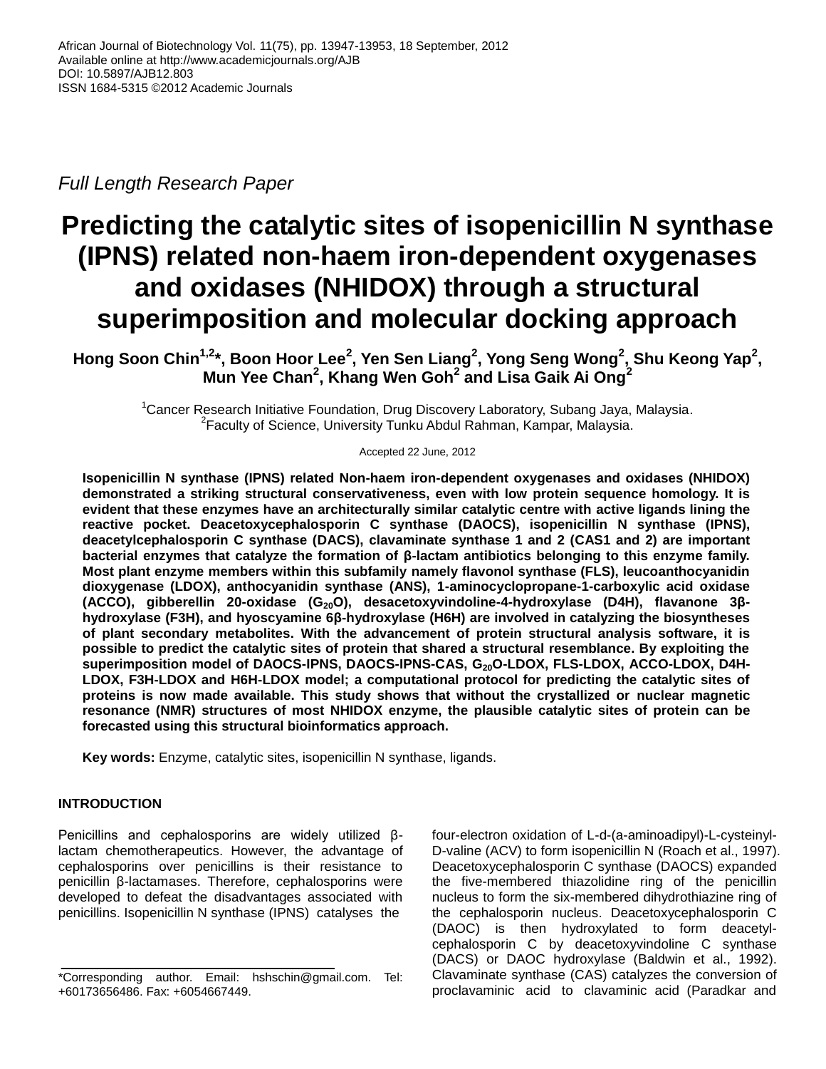African Journal of Biotechnology Vol. 11(75), pp. 13947-13953, 18 September, 2012
Available online at http://www.academicjournals.org/AJB
DOI: 10.5897/AJB12.803
ISSN 1684-5315 ©2012 Academic Journals

*Full Length Research Paper*

# Predicting the catalytic sites of isopenicillin N synthase (IPNS) related non-haem iron-dependent oxygenases and oxidases (NHIDOX) through a structural superimposition and molecular docking approach

**Hong Soon Chin[1,2]\*, Boon Hoor Lee[2], Yen Sen Liang[2], Yong Seng Wong[2], Shu Keong Yap[2], Mun Yee Chan[2], Khang Wen Goh[2] and Lisa Gaik Ai Ong[2]**

[1]Cancer Research Initiative Foundation, Drug Discovery Laboratory, Subang Jaya, Malaysia.
[2]Faculty of Science, University Tunku Abdul Rahman, Kampar, Malaysia.

Accepted 22 June, 2012

**Isopenicillin N synthase (IPNS) related Non-haem iron-dependent oxygenases and oxidases (NHIDOX) demonstrated a striking structural conservativeness, even with low protein sequence homology. It is evident that these enzymes have an architecturally similar catalytic centre with active ligands lining the reactive pocket. Deacetoxycephalosporin C synthase (DAOCS), isopenicillin N synthase (IPNS), deacetylcephalosporin C synthase (DACS), clavaminate synthase 1 and 2 (CAS1 and 2) are important bacterial enzymes that catalyze the formation of β-lactam antibiotics belonging to this enzyme family. Most plant enzyme members within this subfamily namely flavonol synthase (FLS), leucoanthocyanidin dioxygenase (LDOX), anthocyanidin synthase (ANS), 1-aminocyclopropane-1-carboxylic acid oxidase (ACCO), gibberellin 20-oxidase ($G_{20}O$), desacetoxyvindoline-4-hydroxylase (D4H), flavanone 3β-hydroxylase (F3H), and hyoscyamine 6β-hydroxylase (H6H) are involved in catalyzing the biosyntheses of plant secondary metabolites. With the advancement of protein structural analysis software, it is possible to predict the catalytic sites of protein that shared a structural resemblance. By exploiting the superimposition model of DAOCS-IPNS, DAOCS-IPNS-CAS, $G_{20}O$-LDOX, FLS-LDOX, ACCO-LDOX, D4H-LDOX, F3H-LDOX and H6H-LDOX model; a computational protocol for predicting the catalytic sites of proteins is now made available. This study shows that without the crystallized or nuclear magnetic resonance (NMR) structures of most NHIDOX enzyme, the plausible catalytic sites of protein can be forecasted using this structural bioinformatics approach.**

**Key words:** Enzyme, catalytic sites, isopenicillin N synthase, ligands.

## INTRODUCTION

Penicillins and cephalosporins are widely utilized β-lactam chemotherapeutics. However, the advantage of cephalosporins over penicillins is their resistance to penicillin β-lactamases. Therefore, cephalosporins were developed to defeat the disadvantages associated with penicillins. Isopenicillin N synthase (IPNS) catalyses the four-electron oxidation of L-d-(a-aminoadipyl)-L-cysteinyl-D-valine (ACV) to form isopenicillin N (Roach et al., 1997). Deacetoxycephalosporin C synthase (DAOCS) expanded the five-membered thiazolidine ring of the penicillin nucleus to form the six-membered dihydrothiazine ring of the cephalosporin nucleus. Deacetoxycephalosporin C (DAOC) is then hydroxylated to form deacetyl-cephalosporin C by deacetoxyvindoline C synthase (DACS) or DAOC hydroxylase (Baldwin et al., 1992). Clavaminate synthase (CAS) catalyzes the conversion of proclavaminic acid to clavaminic acid (Paradkar and

\*Corresponding author. Email: hshschin@gmail.com. Tel: +60173656486. Fax: +6054667449.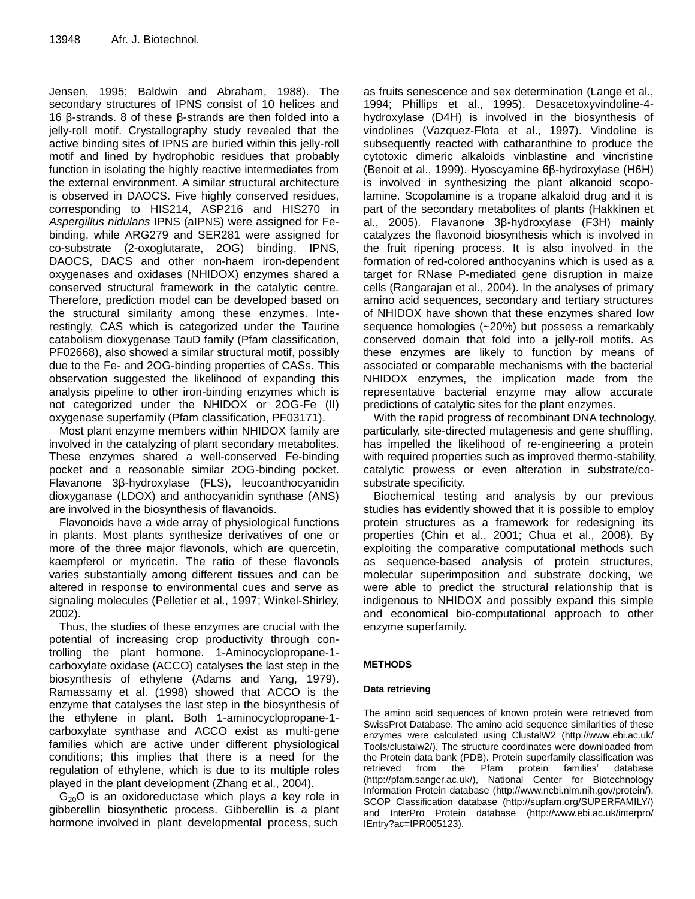Jensen, 1995; Baldwin and Abraham, 1988). The secondary structures of IPNS consist of 10 helices and 16 β-strands. 8 of these β-strands are then folded into a jelly-roll motif. Crystallography study revealed that the active binding sites of IPNS are buried within this jelly-roll motif and lined by hydrophobic residues that probably function in isolating the highly reactive intermediates from the external environment. A similar structural architecture is observed in DAOCS. Five highly conserved residues, corresponding to HIS214, ASP216 and HIS270 in *Aspergillus nidulans* IPNS (aIPNS) were assigned for Fe-binding, while ARG279 and SER281 were assigned for co-substrate (2-oxoglutarate, 2OG) binding. IPNS, DAOCS, DACS and other non-haem iron-dependent oxygenases and oxidases (NHIDOX) enzymes shared a conserved structural framework in the catalytic centre. Therefore, prediction model can be developed based on the structural similarity among these enzymes. Interestingly, CAS which is categorized under the Taurine catabolism dioxygenase TauD family (Pfam classification, PF02668), also showed a similar structural motif, possibly due to the Fe- and 2OG-binding properties of CASs. This observation suggested the likelihood of expanding this analysis pipeline to other iron-binding enzymes which is not categorized under the NHIDOX or 2OG-Fe (II) oxygenase superfamily (Pfam classification, PF03171).

Most plant enzyme members within NHIDOX family are involved in the catalyzing of plant secondary metabolites. These enzymes shared a well-conserved Fe-binding pocket and a reasonable similar 2OG-binding pocket. Flavanone 3β-hydroxylase (FLS), leucoanthocyanidin dioxyganase (LDOX) and anthocyanidin synthase (ANS) are involved in the biosynthesis of flavanoids.

Flavonoids have a wide array of physiological functions in plants. Most plants synthesize derivatives of one or more of the three major flavonols, which are quercetin, kaempferol or myricetin. The ratio of these flavonols varies substantially among different tissues and can be altered in response to environmental cues and serve as signaling molecules (Pelletier et al., 1997; Winkel-Shirley, 2002).

Thus, the studies of these enzymes are crucial with the potential of increasing crop productivity through controlling the plant hormone. 1-Aminocyclopropane-1-carboxylate oxidase (ACCO) catalyses the last step in the biosynthesis of ethylene (Adams and Yang, 1979). Ramassamy et al. (1998) showed that ACCO is the enzyme that catalyses the last step in the biosynthesis of the ethylene in plant. Both 1-aminocyclopropane-1-carboxylate synthase and ACCO exist as multi-gene families which are active under different physiological conditions; this implies that there is a need for the regulation of ethylene, which is due to its multiple roles played in the plant development (Zhang et al., 2004).

$G_{20}O$ is an oxidoreductase which plays a key role in gibberellin biosynthetic process. Gibberellin is a plant hormone involved in plant developmental process, such as fruits senescence and sex determination (Lange et al., 1994; Phillips et al., 1995). Desacetoxyvindoline-4-hydroxylase (D4H) is involved in the biosynthesis of vindolines (Vazquez-Flota et al., 1997). Vindoline is subsequently reacted with catharanthine to produce the cytotoxic dimeric alkaloids vinblastine and vincristine (Benoit et al., 1999). Hyoscyamine 6β-hydroxylase (H6H) is involved in synthesizing the plant alkanoid scopolamine. Scopolamine is a tropane alkaloid drug and it is part of the secondary metabolites of plants (Hakkinen et al., 2005). Flavanone 3β-hydroxylase (F3H) mainly catalyzes the flavonoid biosynthesis which is involved in the fruit ripening process. It is also involved in the formation of red-colored anthocyanins which is used as a target for RNase P-mediated gene disruption in maize cells (Rangarajan et al., 2004). In the analyses of primary amino acid sequences, secondary and tertiary structures of NHIDOX have shown that these enzymes shared low sequence homologies (~20%) but possess a remarkably conserved domain that fold into a jelly-roll motifs. As these enzymes are likely to function by means of associated or comparable mechanisms with the bacterial NHIDOX enzymes, the implication made from the representative bacterial enzyme may allow accurate predictions of catalytic sites for the plant enzymes.

With the rapid progress of recombinant DNA technology, particularly, site-directed mutagenesis and gene shuffling, has impelled the likelihood of re-engineering a protein with required properties such as improved thermo-stability, catalytic prowess or even alteration in substrate/co-substrate specificity.

Biochemical testing and analysis by our previous studies has evidently showed that it is possible to employ protein structures as a framework for redesigning its properties (Chin et al., 2001; Chua et al., 2008). By exploiting the comparative computational methods such as sequence-based analysis of protein structures, molecular superimposition and substrate docking, we were able to predict the structural relationship that is indigenous to NHIDOX and possibly expand this simple and economical bio-computational approach to other enzyme superfamily.

## METHODS

### Data retrieving

The amino acid sequences of known protein were retrieved from SwissProt Database. The amino acid sequence similarities of these enzymes were calculated using ClustalW2 (http://www.ebi.ac.uk/Tools/clustalw2/). The structure coordinates were downloaded from the Protein data bank (PDB). Protein superfamily classification was retrieved from the Pfam protein families' database (http://pfam.sanger.ac.uk/), National Center for Biotechnology Information Protein database (http://www.ncbi.nlm.nih.gov/protein/), SCOP Classification database (http://supfam.org/SUPERFAMILY/) and InterPro Protein database (http://www.ebi.ac.uk/interpro/IEntry?ac=IPR005123).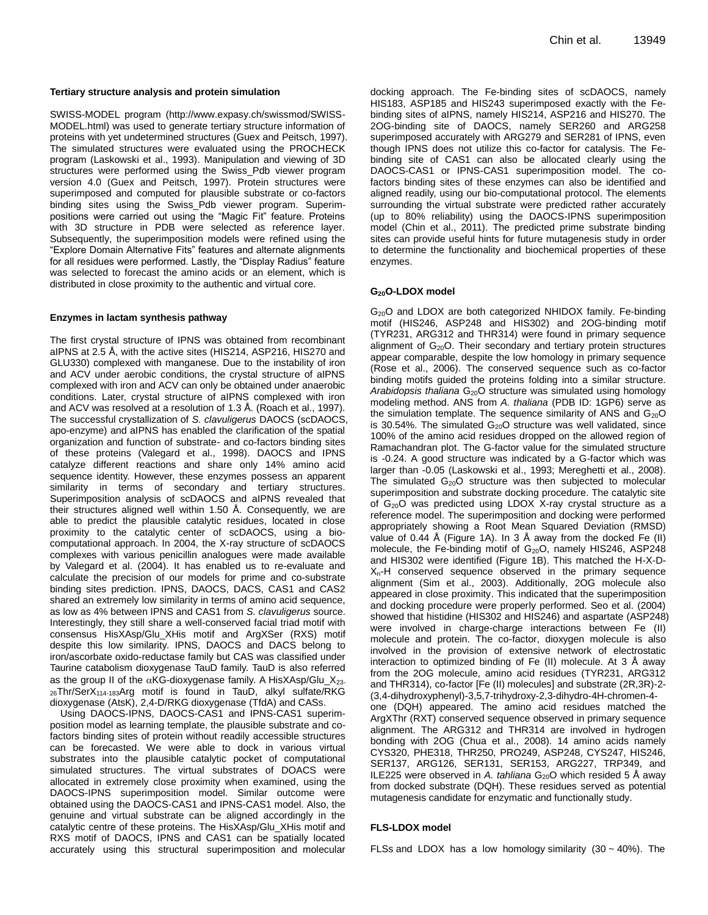### Tertiary structure analysis and protein simulation

SWISS-MODEL program (http://www.expasy.ch/swissmod/SWISS-MODEL.html) was used to generate tertiary structure information of proteins with yet undetermined structures (Guex and Peitsch, 1997). The simulated structures were evaluated using the PROCHECK program (Laskowski et al., 1993). Manipulation and viewing of 3D structures were performed using the Swiss_Pdb viewer program version 4.0 (Guex and Peitsch, 1997). Protein structures were superimposed and computed for plausible substrate or co-factors binding sites using the Swiss_Pdb viewer program. Superimpositions were carried out using the "Magic Fit" feature. Proteins with 3D structure in PDB were selected as reference layer. Subsequently, the superimposition models were refined using the "Explore Domain Alternative Fits" features and alternate alignments for all residues were performed. Lastly, the "Display Radius" feature was selected to forecast the amino acids or an element, which is distributed in close proximity to the authentic and virtual core.

### Enzymes in lactam synthesis pathway

The first crystal structure of IPNS was obtained from recombinant aIPNS at 2.5 Å, with the active sites (HIS214, ASP216, HIS270 and GLU330) complexed with manganese. Due to the instability of iron and ACV under aerobic conditions, the crystal structure of aIPNS complexed with iron and ACV can only be obtained under anaerobic conditions. Later, crystal structure of aIPNS complexed with iron and ACV was resolved at a resolution of 1.3 Å. (Roach et al., 1997). The successful crystallization of *S. clavuligerus* DAOCS (scDAOCS, apo-enzyme) and aIPNS has enabled the clarification of the spatial organization and function of substrate- and co-factors binding sites of these proteins (Valegard et al., 1998). DAOCS and IPNS catalyze different reactions and share only 14% amino acid sequence identity. However, these enzymes possess an apparent similarity in terms of secondary and tertiary structures. Superimposition analysis of scDAOCS and aIPNS revealed that their structures aligned well within 1.50 Å. Consequently, we are able to predict the plausible catalytic residues, located in close proximity to the catalytic center of scDAOCS, using a bio-computational approach. In 2004, the X-ray structure of scDAOCS complexes with various penicillin analogues were made available by Valegard et al. (2004). It has enabled us to re-evaluate and calculate the precision of our models for prime and co-substrate binding sites prediction. IPNS, DAOCS, DACS, CAS1 and CAS2 shared an extremely low similarity in terms of amino acid sequence, as low as 4% between IPNS and CAS1 from *S. clavuligerus* source. Interestingly, they still share a well-conserved facial triad motif with consensus HisXAsp/Glu_XHis motif and ArgXSer (RXS) motif despite this low similarity. IPNS, DAOCS and DACS belong to iron/ascorbate oxido-reductase family but CAS was classified under Taurine catabolism dioxygenase TauD family. TauD is also referred as the group II of the $\alpha$KG-dioxygenase family. A HisXAsp/Glu_$X_{23\text{-}26}$Thr/Ser$X_{114\text{-}183}$Arg motif is found in TauD, alkyl sulfate/RKG dioxygenase (AtsK), 2,4-D/RKG dioxygenase (TfdA) and CASs.

Using DAOCS-IPNS, DAOCS-CAS1 and IPNS-CAS1 superimposition model as learning template, the plausible substrate and co-factors binding sites of protein without readily accessible structures can be forecasted. We were able to dock in various virtual substrates into the plausible catalytic pocket of computational simulated structures. The virtual substrates of DOACS were allocated in extremely close proximity when examined, using the DAOCS-IPNS superimposition model. Similar outcome were obtained using the DAOCS-CAS1 and IPNS-CAS1 model. Also, the genuine and virtual substrate can be aligned accordingly in the catalytic centre of these proteins. The HisXAsp/Glu_XHis motif and RXS motif of DAOCS, IPNS and CAS1 can be spatially located accurately using this structural superimposition and molecular docking approach. The Fe-binding sites of scDAOCS, namely HIS183, ASP185 and HIS243 superimposed exactly with the Fe-binding sites of aIPNS, namely HIS214, ASP216 and HIS270. The 2OG-binding site of DAOCS, namely SER260 and ARG258 superimposed accurately with ARG279 and SER281 of IPNS, even though IPNS does not utilize this co-factor for catalysis. The Fe-binding site of CAS1 can also be allocated clearly using the DAOCS-CAS1 or IPNS-CAS1 superimposition model. The co-factors binding sites of these enzymes can also be identified and aligned readily, using our bio-computational protocol. The elements surrounding the virtual substrate were predicted rather accurately (up to 80% reliability) using the DAOCS-IPNS superimposition model (Chin et al., 2011). The predicted prime substrate binding sites can provide useful hints for future mutagenesis study in order to determine the functionality and biochemical properties of these enzymes.

### $G_{20}$O-LDOX model

$G_{20}$O and LDOX are both categorized NHIDOX family. Fe-binding motif (HIS246, ASP248 and HIS302) and 2OG-binding motif (TYR231, ARG312 and THR314) were found in primary sequence alignment of $G_{20}$O. Their secondary and tertiary protein structures appear comparable, despite the low homology in primary sequence (Rose et al., 2006). The conserved sequence such as co-factor binding motifs guided the proteins folding into a similar structure. *Arabidopsis thaliana* $G_{20}$O structure was simulated using homology modeling method. ANS from *A. thaliana* (PDB ID: 1GP6) serve as the simulation template. The sequence similarity of ANS and $G_{20}$O is 30.54%. The simulated $G_{20}$O structure was well validated, since 100% of the amino acid residues dropped on the allowed region of Ramachandran plot. The G-factor value for the simulated structure is -0.24. A good structure was indicated by a G-factor which was larger than -0.05 (Laskowski et al., 1993; Mereghetti et al., 2008). The simulated $G_{20}$O structure was then subjected to molecular superimposition and substrate docking procedure. The catalytic site of $G_{20}$O was predicted using LDOX X-ray crystal structure as a reference model. The superimposition and docking were performed appropriately showing a Root Mean Squared Deviation (RMSD) value of 0.44 Å (Figure 1A). In 3 Å away from the docked Fe (II) molecule, the Fe-binding motif of $G_{20}$O, namely HIS246, ASP248 and HIS302 were identified (Figure 1B). This matched the H-X-D-$X_n$-H conserved sequence observed in the primary sequence alignment (Sim et al., 2003). Additionally, 2OG molecule also appeared in close proximity. This indicated that the superimposition and docking procedure were properly performed. Seo et al. (2004) showed that histidine (HIS302 and HIS246) and aspartate (ASP248) were involved in charge-charge interactions between Fe (II) molecule and protein. The co-factor, dioxygen molecule is also involved in the provision of extensive network of electrostatic interaction to optimized binding of Fe (II) molecule. At 3 Å away from the 2OG molecule, amino acid residues (TYR231, ARG312 and THR314), co-factor [Fe (II) molecules] and substrate (2R,3R)-2-(3,4-dihydroxyphenyl)-3,5,7-trihydroxy-2,3-dihydro-4H-chromen-4-one (DQH) appeared. The amino acid residues matched the ArgXThr (RXT) conserved sequence observed in primary sequence alignment. The ARG312 and THR314 are involved in hydrogen bonding with 2OG (Chua et al., 2008). 14 amino acids namely CYS320, PHE318, THR250, PRO249, ASP248, CYS247, HIS246, SER137, ARG126, SER131, SER153, ARG227, TRP349, and ILE225 were observed in *A. tahliana* $G_{20}$O which resided 5 Å away from docked substrate (DQH). These residues served as potential mutagenesis candidate for enzymatic and functionally study.

### FLS-LDOX model

FLSs and LDOX has a low homology similarity (30 ~ 40%). The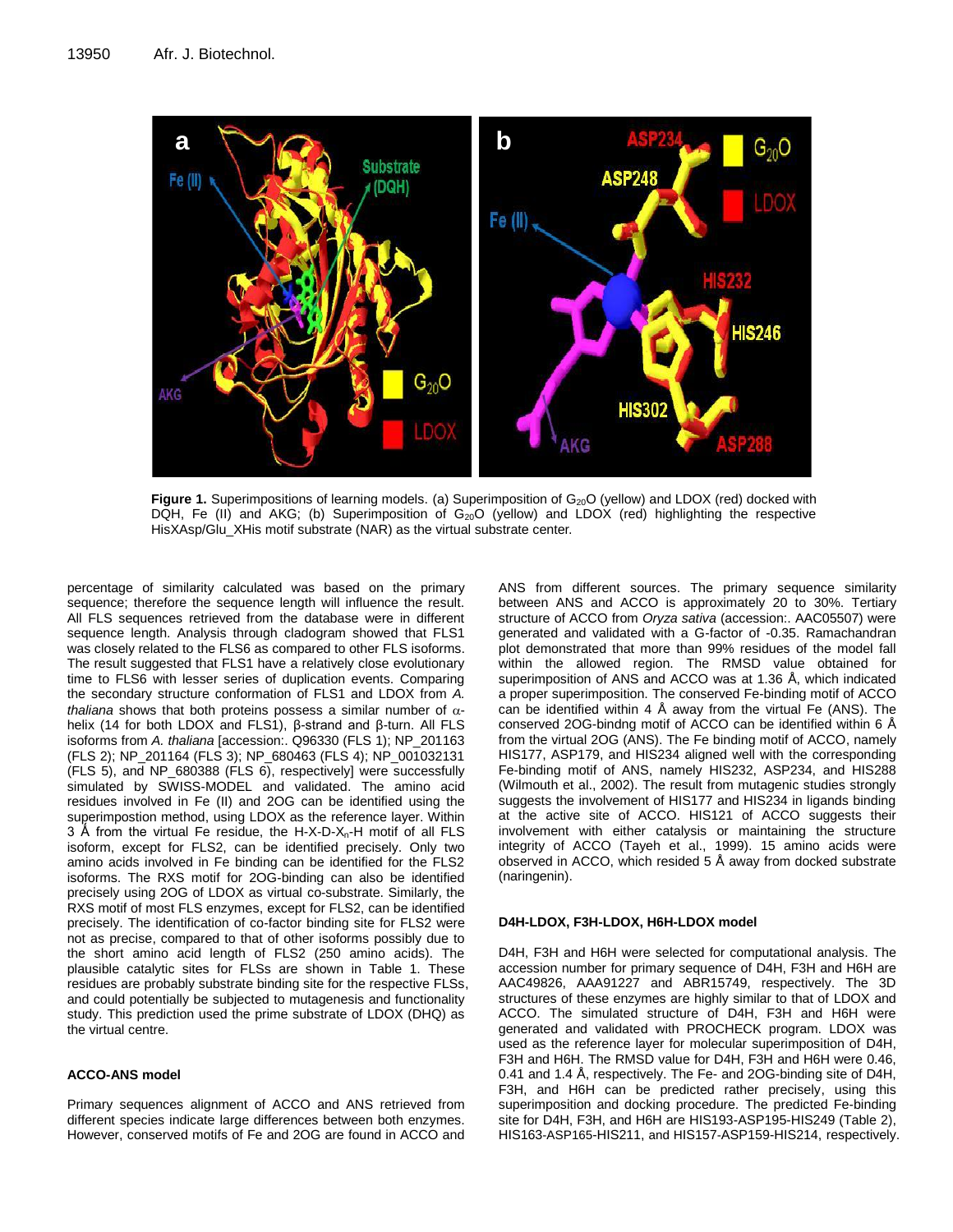**Figure 1.** Superimpositions of learning models. (a) Superimposition of $G_{20}O$ (yellow) and LDOX (red) docked with DQH, Fe (II) and AKG; (b) Superimposition of $G_{20}O$ (yellow) and LDOX (red) highlighting the respective HisXAsp/Glu_XHis motif substrate (NAR) as the virtual substrate center.

percentage of similarity calculated was based on the primary sequence; therefore the sequence length will influence the result. All FLS sequences retrieved from the database were in different sequence length. Analysis through cladogram showed that FLS1 was closely related to the FLS6 as compared to other FLS isoforms. The result suggested that FLS1 have a relatively close evolutionary time to FLS6 with lesser series of duplication events. Comparing the secondary structure conformation of FLS1 and LDOX from *A. thaliana* shows that both proteins possess a similar number of α-helix (14 for both LDOX and FLS1), β-strand and β-turn. All FLS isoforms from *A. thaliana* [accession:. Q96330 (FLS 1); NP_201163 (FLS 2); NP_201164 (FLS 3); NP_680463 (FLS 4); NP_001032131 (FLS 5), and NP_680388 (FLS 6), respectively] were successfully simulated by SWISS-MODEL and validated. The amino acid residues involved in Fe (II) and 2OG can be identified using the superimpostion method, using LDOX as the reference layer. Within 3 Å from the virtual Fe residue, the H-X-D-$X_n$-H motif of all FLS isoform, except for FLS2, can be identified precisely. Only two amino acids involved in Fe binding can be identified for the FLS2 isoforms. The RXS motif for 2OG-binding can also be identified precisely using 2OG of LDOX as virtual co-substrate. Similarly, the RXS motif of most FLS enzymes, except for FLS2, can be identified precisely. The identification of co-factor binding site for FLS2 were not as precise, compared to that of other isoforms possibly due to the short amino acid length of FLS2 (250 amino acids). The plausible catalytic sites for FLSs are shown in Table 1. These residues are probably substrate binding site for the respective FLSs, and could potentially be subjected to mutagenesis and functionality study. This prediction used the prime substrate of LDOX (DHQ) as the virtual centre.

### ACCO-ANS model

Primary sequences alignment of ACCO and ANS retrieved from different species indicate large differences between both enzymes. However, conserved motifs of Fe and 2OG are found in ACCO and ANS from different sources. The primary sequence similarity between ANS and ACCO is approximately 20 to 30%. Tertiary structure of ACCO from *Oryza sativa* (accession:. AAC05507) were generated and validated with a G-factor of -0.35. Ramachandran plot demonstrated that more than 99% residues of the model fall within the allowed region. The RMSD value obtained for superimposition of ANS and ACCO was at 1.36 Å, which indicated a proper superimposition. The conserved Fe-binding motif of ACCO can be identified within 4 Å away from the virtual Fe (ANS). The conserved 2OG-bindng motif of ACCO can be identified within 6 Å from the virtual 2OG (ANS). The Fe binding motif of ACCO, namely HIS177, ASP179, and HIS234 aligned well with the corresponding Fe-binding motif of ANS, namely HIS232, ASP234, and HIS288 (Wilmouth et al., 2002). The result from mutagenic studies strongly suggests the involvement of HIS177 and HIS234 in ligands binding at the active site of ACCO. HIS121 of ACCO suggests their involvement with either catalysis or maintaining the structure integrity of ACCO (Tayeh et al., 1999). 15 amino acids were observed in ACCO, which resided 5 Å away from docked substrate (naringenin).

### D4H-LDOX, F3H-LDOX, H6H-LDOX model

D4H, F3H and H6H were selected for computational analysis. The accession number for primary sequence of D4H, F3H and H6H are AAC49826, AAA91227 and ABR15749, respectively. The 3D structures of these enzymes are highly similar to that of LDOX and ACCO. The simulated structure of D4H, F3H and H6H were generated and validated with PROCHECK program. LDOX was used as the reference layer for molecular superimposition of D4H, F3H and H6H. The RMSD value for D4H, F3H and H6H were 0.46, 0.41 and 1.4 Å, respectively. The Fe- and 2OG-binding site of D4H, F3H, and H6H can be predicted rather precisely, using this superimposition and docking procedure. The predicted Fe-binding site for D4H, F3H, and H6H are HIS193-ASP195-HIS249 (Table 2), HIS163-ASP165-HIS211, and HIS157-ASP159-HIS214, respectively.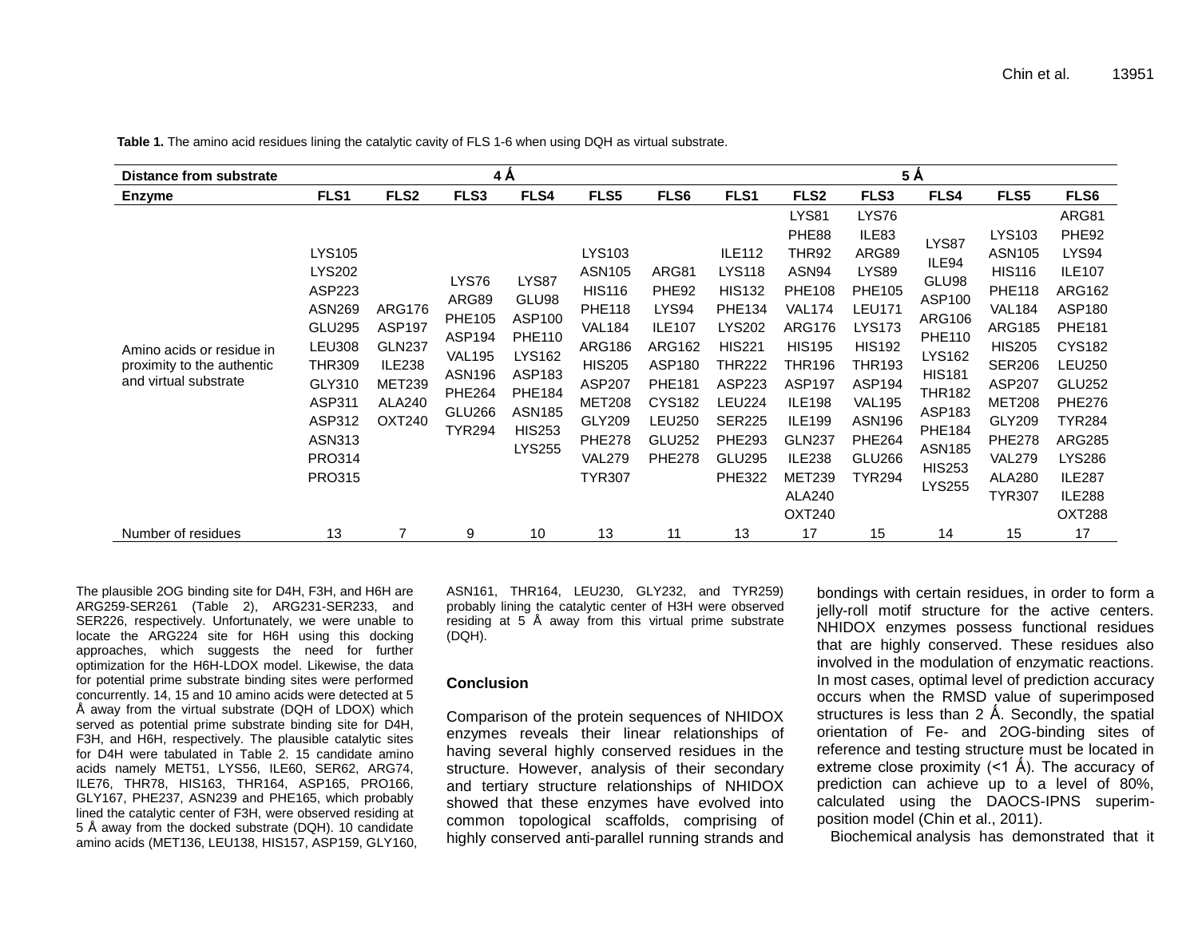**Table 1.** The amino acid residues lining the catalytic cavity of FLS 1-6 when using DQH as virtual substrate.

| Distance from substrate | 4 Å | | | | | | 5 Å | | | | | |
|---|---|---|---|---|---|---|---|---|---|---|---|---|
| **Enzyme** | **FLS1** | **FLS2** | **FLS3** | **FLS4** | **FLS5** | **FLS6** | **FLS1** | **FLS2** | **FLS3** | **FLS4** | **FLS5** | **FLS6** |
| Amino acids or residue in proximity to the authentic and virtual substrate | LYS105 LYS202 ASP223 ASN269 GLU295 LEU308 THR309 GLY310 ASP311 ASP312 ASN313 PRO314 PRO315 | ARG176 ASP197 GLN237 ILE238 MET239 ALA240 OXT240 | LYS76 ARG89 PHE105 ASP194 VAL195 ASN196 PHE264 GLU266 TYR294 | LYS87 GLU98 ASP100 PHE110 LYS162 ASP183 PHE184 ASN185 HIS253 LYS255 | LYS103 ASN105 HIS116 PHE118 VAL184 ARG186 HIS205 ASP207 MET208 GLY209 PHE278 VAL279 TYR307 | ARG81 PHE92 LYS94 ILE107 ARG162 ASP180 PHE181 CYS182 LEU250 GLU252 PHE278 | ILE112 LYS118 HIS132 PHE134 LYS202 HIS221 THR222 ASP223 LEU224 SER225 PHE293 GLU295 PHE322 | LYS81 PHE88 THR92 ASN94 PHE108 VAL174 ARG176 HIS195 THR196 ASP197 ILE198 ILE199 GLN237 ILE238 MET239 ALA240 OXT240 | LYS76 ILE83 ARG89 LYS89 PHE105 LEU171 LYS173 HIS192 THR193 ASP194 VAL195 ASN196 PHE264 GLU266 TYR294 | LYS87 ILE94 GLU98 ASP100 ARG106 PHE110 LYS162 HIS181 THR182 ASP183 PHE184 ASN185 HIS253 LYS255 | LYS103 ASN105 HIS116 PHE118 VAL184 ARG185 HIS205 SER206 ASP207 MET208 GLY209 PHE278 VAL279 ALA280 TYR307 | ARG81 PHE92 LYS94 ILE107 ARG162 ASP180 PHE181 CYS182 LEU250 GLU252 PHE276 TYR284 ARG285 LYS286 ILE287 ILE288 OXT288 |
| Number of residues | 13 | 7 | 9 | 10 | 13 | 11 | 13 | 17 | 15 | 14 | 15 | 17 |

The plausible 2OG binding site for D4H, F3H, and H6H are ARG259-SER261 (Table 2), ARG231-SER233, and SER226, respectively. Unfortunately, we were unable to locate the ARG224 site for H6H using this docking approaches, which suggests the need for further optimization for the H6H-LDOX model. Likewise, the data for potential prime substrate binding sites were performed concurrently. 14, 15 and 10 amino acids were detected at 5 Å away from the virtual substrate (DQH of LDOX) which served as potential prime substrate binding site for D4H, F3H, and H6H, respectively. The plausible catalytic sites for D4H were tabulated in Table 2. 15 candidate amino acids namely MET51, LYS56, ILE60, SER62, ARG74, ILE76, THR78, HIS163, THR164, ASP165, PRO166, GLY167, PHE237, ASN239 and PHE165, which probably lined the catalytic center of F3H, were observed residing at 5 Å away from the docked substrate (DQH). 10 candidate amino acids (MET136, LEU138, HIS157, ASP159, GLY160, ASN161, THR164, LEU230, GLY232, and TYR259) probably lining the catalytic center of H3H were observed residing at 5 Å away from this virtual prime substrate (DQH).

## Conclusion

Comparison of the protein sequences of NHIDOX enzymes reveals their linear relationships of having several highly conserved residues in the structure. However, analysis of their secondary and tertiary structure relationships of NHIDOX showed that these enzymes have evolved into common topological scaffolds, comprising of highly conserved anti-parallel running strands and bondings with certain residues, in order to form a jelly-roll motif structure for the active centers. NHIDOX enzymes possess functional residues that are highly conserved. These residues also involved in the modulation of enzymatic reactions. In most cases, optimal level of prediction accuracy occurs when the RMSD value of superimposed structures is less than 2 Å. Secondly, the spatial orientation of Fe- and 2OG-binding sites of reference and testing structure must be located in extreme close proximity (<1 Å). The accuracy of prediction can achieve up to a level of 80%, calculated using the DAOCS-IPNS superimposition model (Chin et al., 2011).

Biochemical analysis has demonstrated that it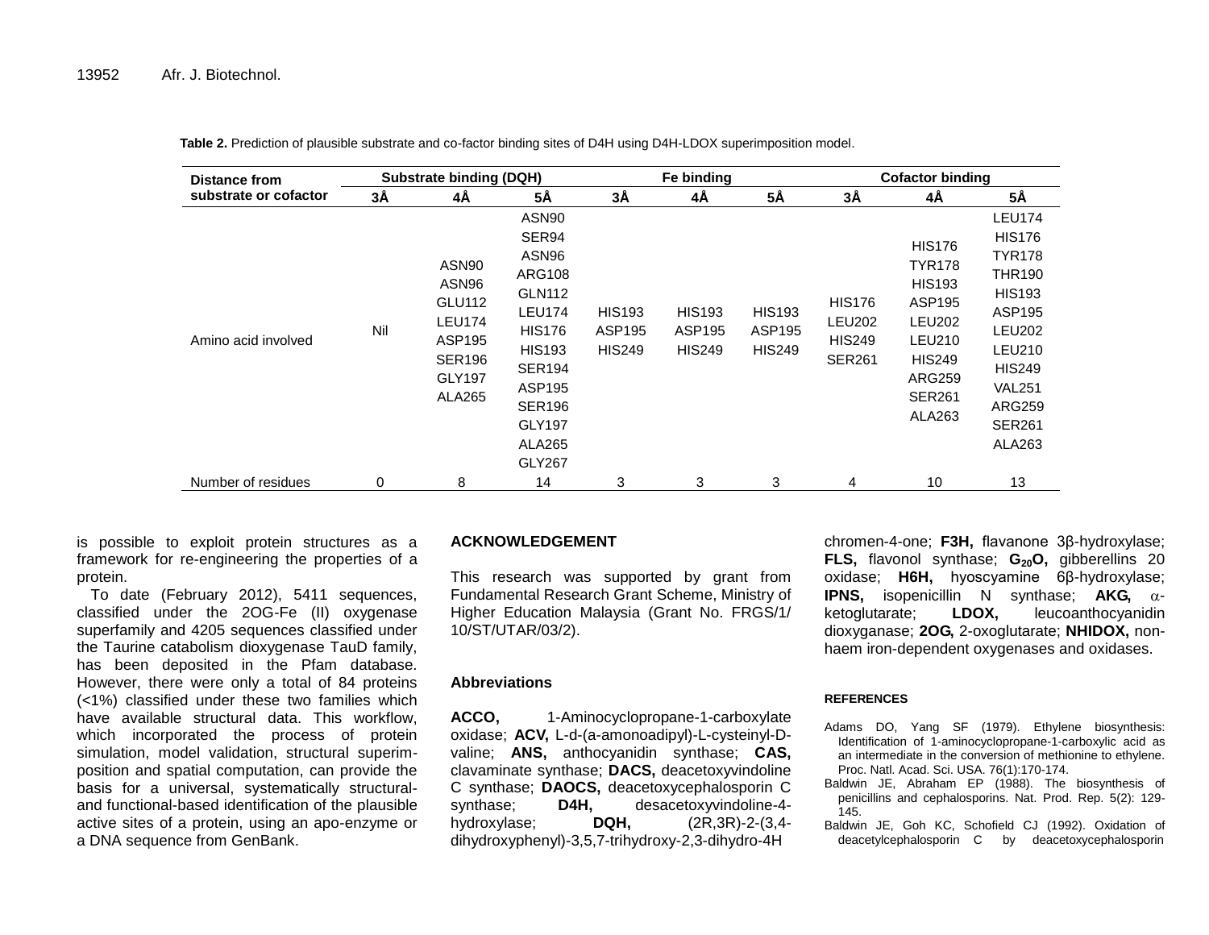**Table 2.** Prediction of plausible substrate and co-factor binding sites of D4H using D4H-LDOX superimposition model.

| Distance from substrate or cofactor | Substrate binding (DQH) | | | Fe binding | | | Cofactor binding | | |
|---|---|---|---|---|---|---|---|---|---|
| | 3Å | 4Å | 5Å | 3Å | 4Å | 5Å | 3Å | 4Å | 5Å |
| Amino acid involved | Nil | ASN90 ASN96 GLU112 LEU174 ASP195 SER196 GLY197 ALA265 | ASN90 SER94 ASN96 ARG108 GLN112 LEU174 HIS176 HIS193 SER194 ASP195 SER196 GLY197 ALA265 GLY267 | HIS193 ASP195 HIS249 | HIS193 ASP195 HIS249 | HIS193 ASP195 HIS249 | HIS176 LEU202 HIS249 SER261 | HIS176 TYR178 HIS193 ASP195 LEU202 LEU210 HIS249 ARG259 SER261 ALA263 | LEU174 HIS176 TYR178 THR190 HIS193 ASP195 LEU202 LEU210 HIS249 VAL251 ARG259 SER261 ALA263 |
| Number of residues | 0 | 8 | 14 | 3 | 3 | 3 | 4 | 10 | 13 |

is possible to exploit protein structures as a framework for re-engineering the properties of a protein.

To date (February 2012), 5411 sequences, classified under the 2OG-Fe (II) oxygenase superfamily and 4205 sequences classified under the Taurine catabolism dioxygenase TauD family, has been deposited in the Pfam database. However, there were only a total of 84 proteins (<1%) classified under these two families which have available structural data. This workflow, which incorporated the process of protein simulation, model validation, structural superimposition and spatial computation, can provide the basis for a universal, systematically structural- and functional-based identification of the plausible active sites of a protein, using an apo-enzyme or a DNA sequence from GenBank.

## ACKNOWLEDGEMENT

This research was supported by grant from Fundamental Research Grant Scheme, Ministry of Higher Education Malaysia (Grant No. FRGS/1/10/ST/UTAR/03/2).

### Abbreviations

**ACCO,** 1-Aminocyclopropane-1-carboxylate oxidase; **ACV,** L-d-(a-amonoadipyl)-L-cysteinyl-D-valine; **ANS,** anthocyanidin synthase; **CAS,** clavaminate synthase; **DACS,** deacetoxyvindoline C synthase; **DAOCS,** deacetoxycephalosporin C synthase; **D4H,** desacetoxyvindoline-4-hydroxylase; **DQH,** (2R,3R)-2-(3,4-dihydroxyphenyl)-3,5,7-trihydroxy-2,3-dihydro-4H chromen-4-one; **F3H,** flavanone 3β-hydroxylase; **FLS,** flavonol synthase; **$G_{20}O$,** gibberellins 20 oxidase; **H6H,** hyoscyamine 6β-hydroxylase; **IPNS,** isopenicillin N synthase; **AKG,** α-ketoglutarate; **LDOX,** leucoanthocyanidin dioxyganase; **2OG,** 2-oxoglutarate; **NHIDOX,** non-haem iron-dependent oxygenases and oxidases.

## REFERENCES

Adams DO, Yang SF (1979). Ethylene biosynthesis: Identification of 1-aminocyclopropane-1-carboxylic acid as an intermediate in the conversion of methionine to ethylene. Proc. Natl. Acad. Sci. USA. 76(1):170-174.

Baldwin JE, Abraham EP (1988). The biosynthesis of penicillins and cephalosporins. Nat. Prod. Rep. 5(2): 129-145.

Baldwin JE, Goh KC, Schofield CJ (1992). Oxidation of deacetylcephalosporin C by deacetoxycephalosporin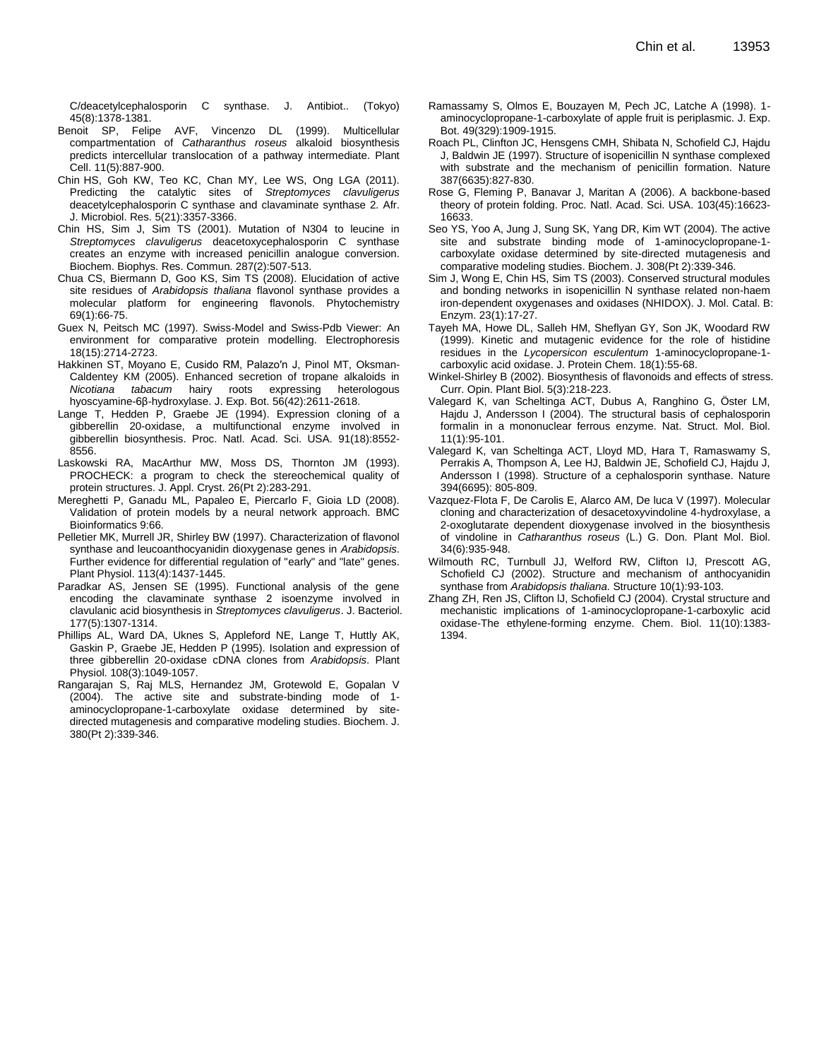C/deacetylcephalosporin C synthase. J. Antibiot.. (Tokyo) 45(8):1378-1381.

Benoit SP, Felipe AVF, Vincenzo DL (1999). Multicellular compartmentation of *Catharanthus roseus* alkaloid biosynthesis predicts intercellular translocation of a pathway intermediate. Plant Cell. 11(5):887-900.

Chin HS, Goh KW, Teo KC, Chan MY, Lee WS, Ong LGA (2011). Predicting the catalytic sites of *Streptomyces clavuligerus* deacetylcephalosporin C synthase and clavaminate synthase 2. Afr. J. Microbiol. Res. 5(21):3357-3366.

Chin HS, Sim J, Sim TS (2001). Mutation of N304 to leucine in *Streptomyces clavuligerus* deacetoxycephalosporin C synthase creates an enzyme with increased penicillin analogue conversion. Biochem. Biophys. Res. Commun. 287(2):507-513.

Chua CS, Biermann D, Goo KS, Sim TS (2008). Elucidation of active site residues of *Arabidopsis thaliana* flavonol synthase provides a molecular platform for engineering flavonols. Phytochemistry 69(1):66-75.

Guex N, Peitsch MC (1997). Swiss-Model and Swiss-Pdb Viewer: An environment for comparative protein modelling. Electrophoresis 18(15):2714-2723.

Hakkinen ST, Moyano E, Cusido RM, Palazo′n J, Pinol MT, Oksman-Caldentey KM (2005). Enhanced secretion of tropane alkaloids in *Nicotiana tabacum* hairy roots expressing heterologous hyoscyamine-6β-hydroxylase. J. Exp. Bot. 56(42):2611-2618.

Lange T, Hedden P, Graebe JE (1994). Expression cloning of a gibberellin 20-oxidase, a multifunctional enzyme involved in gibberellin biosynthesis. Proc. Natl. Acad. Sci. USA. 91(18):8552-8556.

Laskowski RA, MacArthur MW, Moss DS, Thornton JM (1993). PROCHECK: a program to check the stereochemical quality of protein structures. J. Appl. Cryst. 26(Pt 2):283-291.

Mereghetti P, Ganadu ML, Papaleo E, Piercarlo F, Gioia LD (2008). Validation of protein models by a neural network approach. BMC Bioinformatics 9:66.

Pelletier MK, Murrell JR, Shirley BW (1997). Characterization of flavonol synthase and leucoanthocyanidin dioxygenase genes in *Arabidopsis*. Further evidence for differential regulation of "early" and "late" genes. Plant Physiol. 113(4):1437-1445.

Paradkar AS, Jensen SE (1995). Functional analysis of the gene encoding the clavaminate synthase 2 isoenzyme involved in clavulanic acid biosynthesis in *Streptomyces clavuligerus*. J. Bacteriol. 177(5):1307-1314.

Phillips AL, Ward DA, Uknes S, Appleford NE, Lange T, Huttly AK, Gaskin P, Graebe JE, Hedden P (1995). Isolation and expression of three gibberellin 20-oxidase cDNA clones from *Arabidopsis*. Plant Physiol. 108(3):1049-1057.

Rangarajan S, Raj MLS, Hernandez JM, Grotewold E, Gopalan V (2004). The active site and substrate-binding mode of 1-aminocyclopropane-1-carboxylate oxidase determined by site-directed mutagenesis and comparative modeling studies. Biochem. J. 380(Pt 2):339-346.

Ramassamy S, Olmos E, Bouzayen M, Pech JC, Latche A (1998). 1-aminocyclopropane-1-carboxylate of apple fruit is periplasmic. J. Exp. Bot. 49(329):1909-1915.

Roach PL, Clinfton JC, Hensgens CMH, Shibata N, Schofield CJ, Hajdu J, Baldwin JE (1997). Structure of isopenicillin N synthase complexed with substrate and the mechanism of penicillin formation. Nature 387(6635):827-830.

Rose G, Fleming P, Banavar J, Maritan A (2006). A backbone-based theory of protein folding. Proc. Natl. Acad. Sci. USA. 103(45):16623-16633.

Seo YS, Yoo A, Jung J, Sung SK, Yang DR, Kim WT (2004). The active site and substrate binding mode of 1-aminocyclopropane-1-carboxylate oxidase determined by site-directed mutagenesis and comparative modeling studies. Biochem. J. 308(Pt 2):339-346.

Sim J, Wong E, Chin HS, Sim TS (2003). Conserved structural modules and bonding networks in isopenicillin N synthase related non-haem iron-dependent oxygenases and oxidases (NHIDOX). J. Mol. Catal. B: Enzym. 23(1):17-27.

Tayeh MA, Howe DL, Salleh HM, Sheflyan GY, Son JK, Woodard RW (1999). Kinetic and mutagenic evidence for the role of histidine residues in the *Lycopersicon esculentum* 1-aminocyclopropane-1-carboxylic acid oxidase. J. Protein Chem. 18(1):55-68.

Winkel-Shirley B (2002). Biosynthesis of flavonoids and effects of stress. Curr. Opin. Plant Biol. 5(3):218-223.

Valegard K, van Scheltinga ACT, Dubus A, Ranghino G, Öster LM, Hajdu J, Andersson I (2004). The structural basis of cephalosporin formalin in a mononuclear ferrous enzyme. Nat. Struct. Mol. Biol. 11(1):95-101.

Valegard K, van Scheltinga ACT, Lloyd MD, Hara T, Ramaswamy S, Perrakis A, Thompson A, Lee HJ, Baldwin JE, Schofield CJ, Hajdu J, Andersson I (1998). Structure of a cephalosporin synthase. Nature 394(6695): 805-809.

Vazquez-Flota F, De Carolis E, Alarco AM, De luca V (1997). Molecular cloning and characterization of desacetoxyvindoline 4-hydroxylase, a 2-oxoglutarate dependent dioxygenase involved in the biosynthesis of vindoline in *Catharanthus roseus* (L.) G. Don. Plant Mol. Biol. 34(6):935-948.

Wilmouth RC, Turnbull JJ, Welford RW, Clifton IJ, Prescott AG, Schofield CJ (2002). Structure and mechanism of anthocyanidin synthase from *Arabidopsis thaliana*. Structure 10(1):93-103.

Zhang ZH, Ren JS, Clifton lJ, Schofield CJ (2004). Crystal structure and mechanistic implications of 1-aminocyclopropane-1-carboxylic acid oxidase-The ethylene-forming enzyme. Chem. Biol. 11(10):1383-1394.